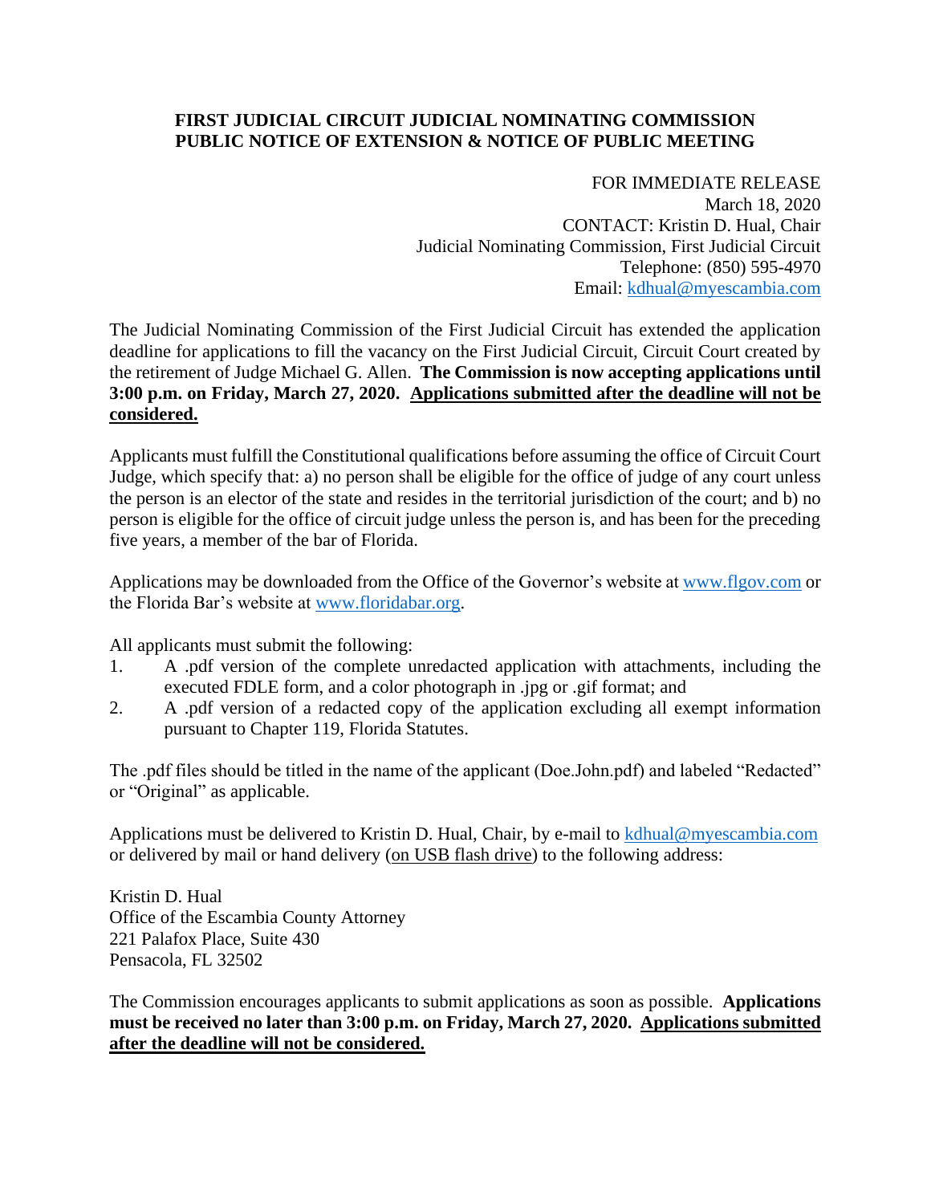# FIRST JUDICIAL CIRCUIT JUDICIAL NOMINATING COMMISSION
# PUBLIC NOTICE OF EXTENSION & NOTICE OF PUBLIC MEETING

FOR IMMEDIATE RELEASE
March 18, 2020
CONTACT: Kristin D. Hual, Chair
Judicial Nominating Commission, First Judicial Circuit
Telephone: (850) 595-4970
Email: kdhual@myescambia.com

The Judicial Nominating Commission of the First Judicial Circuit has extended the application deadline for applications to fill the vacancy on the First Judicial Circuit, Circuit Court created by the retirement of Judge Michael G. Allen. **The Commission is now accepting applications until 3:00 p.m. on Friday, March 27, 2020. <u>Applications submitted after the deadline will not be considered.</u>**

Applicants must fulfill the Constitutional qualifications before assuming the office of Circuit Court Judge, which specify that: a) no person shall be eligible for the office of judge of any court unless the person is an elector of the state and resides in the territorial jurisdiction of the court; and b) no person is eligible for the office of circuit judge unless the person is, and has been for the preceding five years, a member of the bar of Florida.

Applications may be downloaded from the Office of the Governor's website at www.flgov.com or the Florida Bar's website at www.floridabar.org.

All applicants must submit the following:

1. A .pdf version of the complete unredacted application with attachments, including the executed FDLE form, and a color photograph in .jpg or .gif format; and
2. A .pdf version of a redacted copy of the application excluding all exempt information pursuant to Chapter 119, Florida Statutes.

The .pdf files should be titled in the name of the applicant (Doe.John.pdf) and labeled "Redacted" or "Original" as applicable.

Applications must be delivered to Kristin D. Hual, Chair, by e-mail to kdhual@myescambia.com or delivered by mail or hand delivery (<u>on USB flash drive</u>) to the following address:

Kristin D. Hual
Office of the Escambia County Attorney
221 Palafox Place, Suite 430
Pensacola, FL 32502

The Commission encourages applicants to submit applications as soon as possible. **Applications must be received no later than 3:00 p.m. on Friday, March 27, 2020. <u>Applications submitted after the deadline will not be considered.</u>**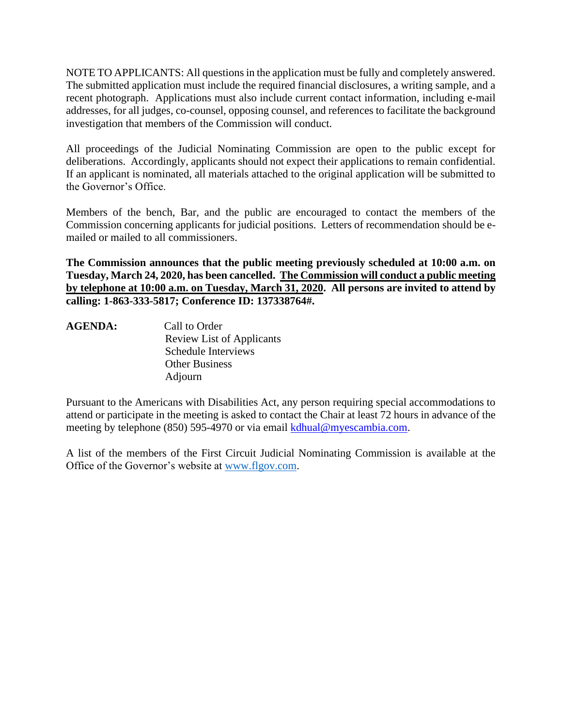NOTE TO APPLICANTS: All questions in the application must be fully and completely answered. The submitted application must include the required financial disclosures, a writing sample, and a recent photograph. Applications must also include current contact information, including e-mail addresses, for all judges, co-counsel, opposing counsel, and references to facilitate the background investigation that members of the Commission will conduct.

All proceedings of the Judicial Nominating Commission are open to the public except for deliberations. Accordingly, applicants should not expect their applications to remain confidential. If an applicant is nominated, all materials attached to the original application will be submitted to the Governor's Office.

Members of the bench, Bar, and the public are encouraged to contact the members of the Commission concerning applicants for judicial positions. Letters of recommendation should be e-mailed or mailed to all commissioners.

**The Commission announces that the public meeting previously scheduled at 10:00 a.m. on Tuesday, March 24, 2020, has been cancelled. The Commission will conduct a public meeting by telephone at 10:00 a.m. on Tuesday, March 31, 2020. All persons are invited to attend by calling: 1-863-333-5817; Conference ID: 137338764#.**

**AGENDA:**

Call to Order
Review List of Applicants
Schedule Interviews
Other Business
Adjourn

Pursuant to the Americans with Disabilities Act, any person requiring special accommodations to attend or participate in the meeting is asked to contact the Chair at least 72 hours in advance of the meeting by telephone (850) 595-4970 or via email kdhual@myescambia.com.

A list of the members of the First Circuit Judicial Nominating Commission is available at the Office of the Governor's website at www.flgov.com.